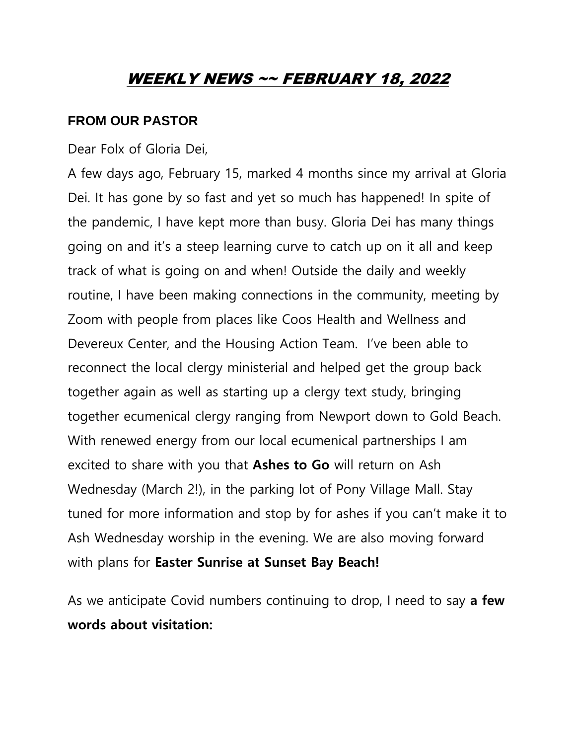# *WEEKLY NEWS ~~ FEBRUARY 18, 2022*

## FROM OUR PASTOR

Dear Folx of Gloria Dei,

A few days ago, February 15, marked 4 months since my arrival at Gloria Dei. It has gone by so fast and yet so much has happened! In spite of the pandemic, I have kept more than busy. Gloria Dei has many things going on and it's a steep learning curve to catch up on it all and keep track of what is going on and when! Outside the daily and weekly routine, I have been making connections in the community, meeting by Zoom with people from places like Coos Health and Wellness and Devereux Center, and the Housing Action Team. I've been able to reconnect the local clergy ministerial and helped get the group back together again as well as starting up a clergy text study, bringing together ecumenical clergy ranging from Newport down to Gold Beach. With renewed energy from our local ecumenical partnerships I am excited to share with you that **Ashes to Go** will return on Ash Wednesday (March 2!), in the parking lot of Pony Village Mall. Stay tuned for more information and stop by for ashes if you can't make it to Ash Wednesday worship in the evening. We are also moving forward with plans for **Easter Sunrise at Sunset Bay Beach!**

As we anticipate Covid numbers continuing to drop, I need to say **a few words about visitation:**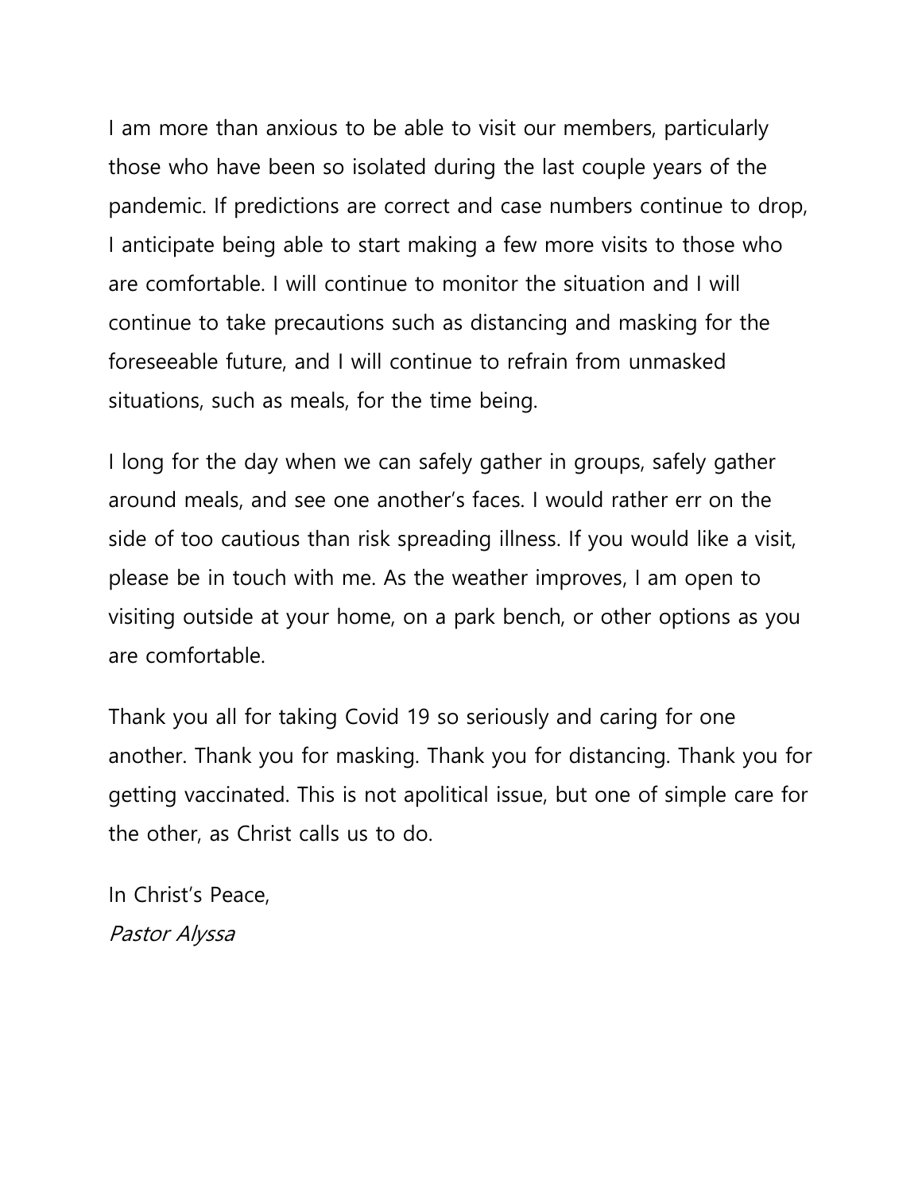I am more than anxious to be able to visit our members, particularly those who have been so isolated during the last couple years of the pandemic. If predictions are correct and case numbers continue to drop, I anticipate being able to start making a few more visits to those who are comfortable. I will continue to monitor the situation and I will continue to take precautions such as distancing and masking for the foreseeable future, and I will continue to refrain from unmasked situations, such as meals, for the time being.

I long for the day when we can safely gather in groups, safely gather around meals, and see one another's faces. I would rather err on the side of too cautious than risk spreading illness. If you would like a visit, please be in touch with me. As the weather improves, I am open to visiting outside at your home, on a park bench, or other options as you are comfortable.

Thank you all for taking Covid 19 so seriously and caring for one another. Thank you for masking. Thank you for distancing. Thank you for getting vaccinated. This is not apolitical issue, but one of simple care for the other, as Christ calls us to do.

In Christ's Peace,
*Pastor Alyssa*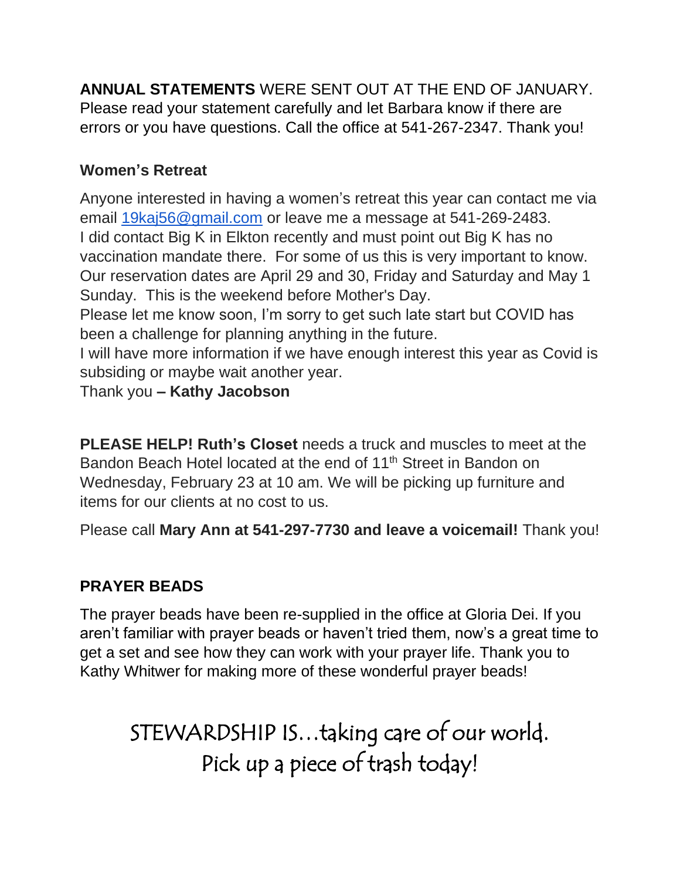**ANNUAL STATEMENTS** WERE SENT OUT AT THE END OF JANUARY. Please read your statement carefully and let Barbara know if there are errors or you have questions. Call the office at 541-267-2347. Thank you!

### Women's Retreat

Anyone interested in having a women's retreat this year can contact me via email 19kaj56@gmail.com or leave me a message at 541-269-2483.
I did contact Big K in Elkton recently and must point out Big K has no vaccination mandate there. For some of us this is very important to know. Our reservation dates are April 29 and 30, Friday and Saturday and May 1 Sunday. This is the weekend before Mother's Day.
Please let me know soon, I'm sorry to get such late start but COVID has been a challenge for planning anything in the future.
I will have more information if we have enough interest this year as Covid is subsiding or maybe wait another year.
Thank you **– Kathy Jacobson**

**PLEASE HELP! Ruth's Closet** needs a truck and muscles to meet at the Bandon Beach Hotel located at the end of 11th Street in Bandon on Wednesday, February 23 at 10 am. We will be picking up furniture and items for our clients at no cost to us.

Please call **Mary Ann at 541-297-7730 and leave a voicemail!** Thank you!

### PRAYER BEADS

The prayer beads have been re-supplied in the office at Gloria Dei. If you aren't familiar with prayer beads or haven't tried them, now's a great time to get a set and see how they can work with your prayer life. Thank you to Kathy Whitwer for making more of these wonderful prayer beads!

STEWARDSHIP IS…taking care of our world.
Pick up a piece of trash today!